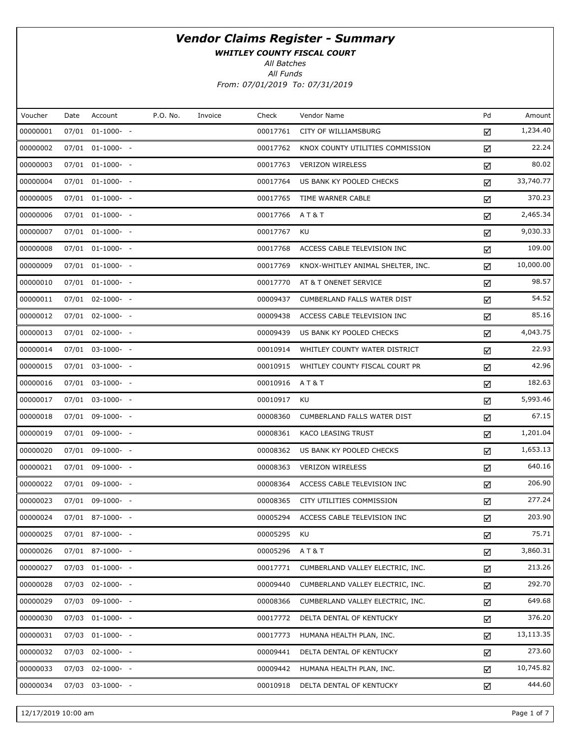# Vendor Claims Register - Summary

**WHITLEY COUNTY FISCAL COURT**

*All Batches*

*All Funds*

*From: 07/01/2019 To: 07/31/2019*

| Voucher | Date | Account | P.O. No. | Invoice | Check | Vendor Name | Pd | Amount |
|---|---|---|---|---|---|---|---|---|
| 00000001 | 07/01 | 01-1000- - | | | 00017761 | CITY OF WILLIAMSBURG | ☑ | 1,234.40 |
| 00000002 | 07/01 | 01-1000- - | | | 00017762 | KNOX COUNTY UTILITIES COMMISSION | ☑ | 22.24 |
| 00000003 | 07/01 | 01-1000- - | | | 00017763 | VERIZON WIRELESS | ☑ | 80.02 |
| 00000004 | 07/01 | 01-1000- - | | | 00017764 | US BANK KY POOLED CHECKS | ☑ | 33,740.77 |
| 00000005 | 07/01 | 01-1000- - | | | 00017765 | TIME WARNER CABLE | ☑ | 370.23 |
| 00000006 | 07/01 | 01-1000- - | | | 00017766 | A T & T | ☑ | 2,465.34 |
| 00000007 | 07/01 | 01-1000- - | | | 00017767 | KU | ☑ | 9,030.33 |
| 00000008 | 07/01 | 01-1000- - | | | 00017768 | ACCESS CABLE TELEVISION INC | ☑ | 109.00 |
| 00000009 | 07/01 | 01-1000- - | | | 00017769 | KNOX-WHITLEY ANIMAL SHELTER, INC. | ☑ | 10,000.00 |
| 00000010 | 07/01 | 01-1000- - | | | 00017770 | AT & T ONENET SERVICE | ☑ | 98.57 |
| 00000011 | 07/01 | 02-1000- - | | | 00009437 | CUMBERLAND FALLS WATER DIST | ☑ | 54.52 |
| 00000012 | 07/01 | 02-1000- - | | | 00009438 | ACCESS CABLE TELEVISION INC | ☑ | 85.16 |
| 00000013 | 07/01 | 02-1000- - | | | 00009439 | US BANK KY POOLED CHECKS | ☑ | 4,043.75 |
| 00000014 | 07/01 | 03-1000- - | | | 00010914 | WHITLEY COUNTY WATER DISTRICT | ☑ | 22.93 |
| 00000015 | 07/01 | 03-1000- - | | | 00010915 | WHITLEY COUNTY FISCAL COURT PR | ☑ | 42.96 |
| 00000016 | 07/01 | 03-1000- - | | | 00010916 | A T & T | ☑ | 182.63 |
| 00000017 | 07/01 | 03-1000- - | | | 00010917 | KU | ☑ | 5,993.46 |
| 00000018 | 07/01 | 09-1000- - | | | 00008360 | CUMBERLAND FALLS WATER DIST | ☑ | 67.15 |
| 00000019 | 07/01 | 09-1000- - | | | 00008361 | KACO LEASING TRUST | ☑ | 1,201.04 |
| 00000020 | 07/01 | 09-1000- - | | | 00008362 | US BANK KY POOLED CHECKS | ☑ | 1,653.13 |
| 00000021 | 07/01 | 09-1000- - | | | 00008363 | VERIZON WIRELESS | ☑ | 640.16 |
| 00000022 | 07/01 | 09-1000- - | | | 00008364 | ACCESS CABLE TELEVISION INC | ☑ | 206.90 |
| 00000023 | 07/01 | 09-1000- - | | | 00008365 | CITY UTILITIES COMMISSION | ☑ | 277.24 |
| 00000024 | 07/01 | 87-1000- - | | | 00005294 | ACCESS CABLE TELEVISION INC | ☑ | 203.90 |
| 00000025 | 07/01 | 87-1000- - | | | 00005295 | KU | ☑ | 75.71 |
| 00000026 | 07/01 | 87-1000- - | | | 00005296 | A T & T | ☑ | 3,860.31 |
| 00000027 | 07/03 | 01-1000- - | | | 00017771 | CUMBERLAND VALLEY ELECTRIC, INC. | ☑ | 213.26 |
| 00000028 | 07/03 | 02-1000- - | | | 00009440 | CUMBERLAND VALLEY ELECTRIC, INC. | ☑ | 292.70 |
| 00000029 | 07/03 | 09-1000- - | | | 00008366 | CUMBERLAND VALLEY ELECTRIC, INC. | ☑ | 649.68 |
| 00000030 | 07/03 | 01-1000- - | | | 00017772 | DELTA DENTAL OF KENTUCKY | ☑ | 376.20 |
| 00000031 | 07/03 | 01-1000- - | | | 00017773 | HUMANA HEALTH PLAN, INC. | ☑ | 13,113.35 |
| 00000032 | 07/03 | 02-1000- - | | | 00009441 | DELTA DENTAL OF KENTUCKY | ☑ | 273.60 |
| 00000033 | 07/03 | 02-1000- - | | | 00009442 | HUMANA HEALTH PLAN, INC. | ☑ | 10,745.82 |
| 00000034 | 07/03 | 03-1000- - | | | 00010918 | DELTA DENTAL OF KENTUCKY | ☑ | 444.60 |

12/17/2019 10:00 am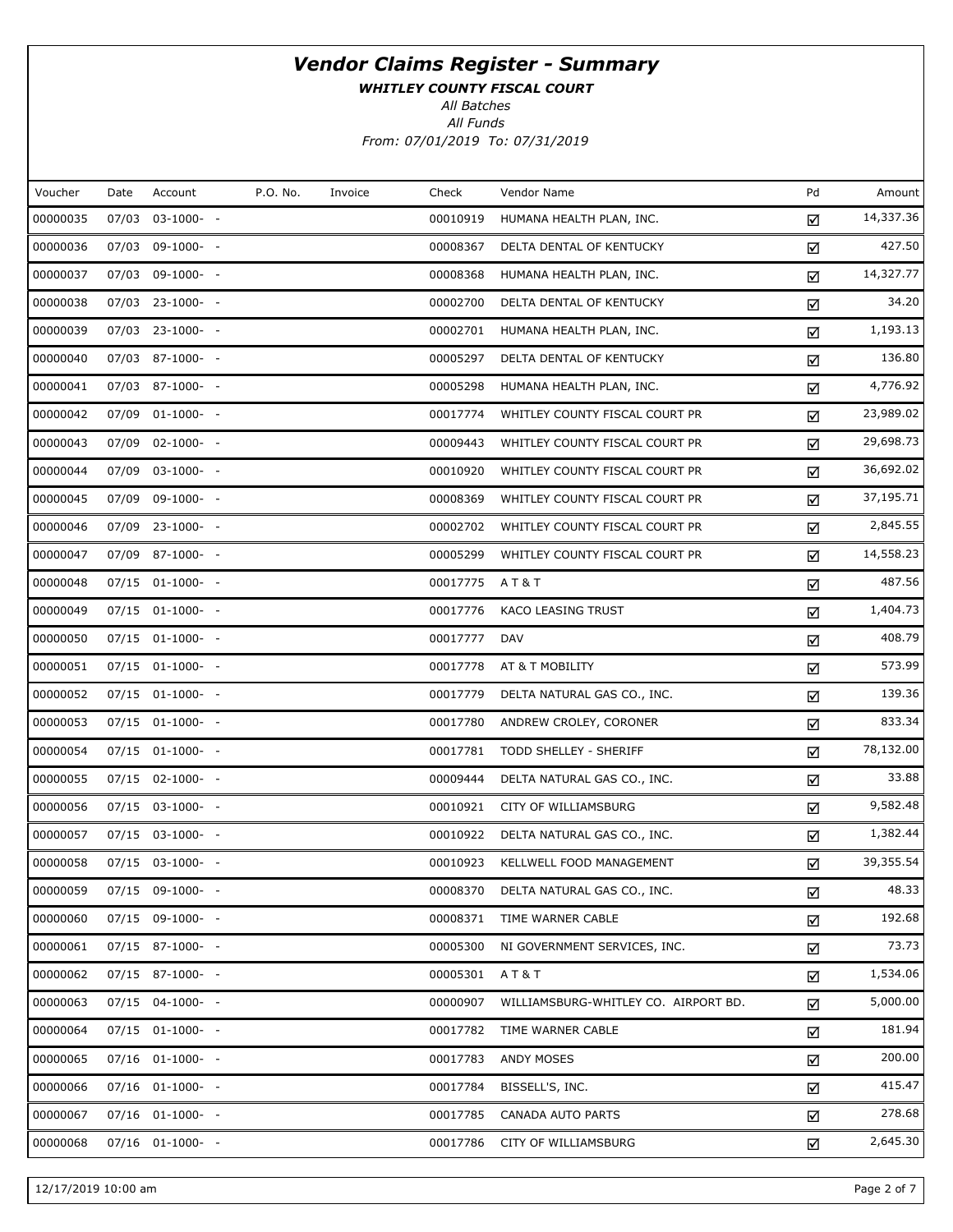# *Vendor Claims Register - Summary*

***WHITLEY COUNTY FISCAL COURT***

*All Batches*

*All Funds*

*From: 07/01/2019 To: 07/31/2019*

| Voucher | Date | Account | P.O. No. | Invoice | Check | Vendor Name | Pd | Amount |
|---|---|---|---|---|---|---|---|---|
| 00000035 | 07/03 | 03-1000- - | | | 00010919 | HUMANA HEALTH PLAN, INC. | ☑ | 14,337.36 |
| 00000036 | 07/03 | 09-1000- - | | | 00008367 | DELTA DENTAL OF KENTUCKY | ☑ | 427.50 |
| 00000037 | 07/03 | 09-1000- - | | | 00008368 | HUMANA HEALTH PLAN, INC. | ☑ | 14,327.77 |
| 00000038 | 07/03 | 23-1000- - | | | 00002700 | DELTA DENTAL OF KENTUCKY | ☑ | 34.20 |
| 00000039 | 07/03 | 23-1000- - | | | 00002701 | HUMANA HEALTH PLAN, INC. | ☑ | 1,193.13 |
| 00000040 | 07/03 | 87-1000- - | | | 00005297 | DELTA DENTAL OF KENTUCKY | ☑ | 136.80 |
| 00000041 | 07/03 | 87-1000- - | | | 00005298 | HUMANA HEALTH PLAN, INC. | ☑ | 4,776.92 |
| 00000042 | 07/09 | 01-1000- - | | | 00017774 | WHITLEY COUNTY FISCAL COURT PR | ☑ | 23,989.02 |
| 00000043 | 07/09 | 02-1000- - | | | 00009443 | WHITLEY COUNTY FISCAL COURT PR | ☑ | 29,698.73 |
| 00000044 | 07/09 | 03-1000- - | | | 00010920 | WHITLEY COUNTY FISCAL COURT PR | ☑ | 36,692.02 |
| 00000045 | 07/09 | 09-1000- - | | | 00008369 | WHITLEY COUNTY FISCAL COURT PR | ☑ | 37,195.71 |
| 00000046 | 07/09 | 23-1000- - | | | 00002702 | WHITLEY COUNTY FISCAL COURT PR | ☑ | 2,845.55 |
| 00000047 | 07/09 | 87-1000- - | | | 00005299 | WHITLEY COUNTY FISCAL COURT PR | ☑ | 14,558.23 |
| 00000048 | 07/15 | 01-1000- - | | | 00017775 | A T & T | ☑ | 487.56 |
| 00000049 | 07/15 | 01-1000- - | | | 00017776 | KACO LEASING TRUST | ☑ | 1,404.73 |
| 00000050 | 07/15 | 01-1000- - | | | 00017777 | DAV | ☑ | 408.79 |
| 00000051 | 07/15 | 01-1000- - | | | 00017778 | AT & T MOBILITY | ☑ | 573.99 |
| 00000052 | 07/15 | 01-1000- - | | | 00017779 | DELTA NATURAL GAS CO., INC. | ☑ | 139.36 |
| 00000053 | 07/15 | 01-1000- - | | | 00017780 | ANDREW CROLEY, CORONER | ☑ | 833.34 |
| 00000054 | 07/15 | 01-1000- - | | | 00017781 | TODD SHELLEY - SHERIFF | ☑ | 78,132.00 |
| 00000055 | 07/15 | 02-1000- - | | | 00009444 | DELTA NATURAL GAS CO., INC. | ☑ | 33.88 |
| 00000056 | 07/15 | 03-1000- - | | | 00010921 | CITY OF WILLIAMSBURG | ☑ | 9,582.48 |
| 00000057 | 07/15 | 03-1000- - | | | 00010922 | DELTA NATURAL GAS CO., INC. | ☑ | 1,382.44 |
| 00000058 | 07/15 | 03-1000- - | | | 00010923 | KELLWELL FOOD MANAGEMENT | ☑ | 39,355.54 |
| 00000059 | 07/15 | 09-1000- - | | | 00008370 | DELTA NATURAL GAS CO., INC. | ☑ | 48.33 |
| 00000060 | 07/15 | 09-1000- - | | | 00008371 | TIME WARNER CABLE | ☑ | 192.68 |
| 00000061 | 07/15 | 87-1000- - | | | 00005300 | NI GOVERNMENT SERVICES, INC. | ☑ | 73.73 |
| 00000062 | 07/15 | 87-1000- - | | | 00005301 | A T & T | ☑ | 1,534.06 |
| 00000063 | 07/15 | 04-1000- - | | | 00000907 | WILLIAMSBURG-WHITLEY CO. AIRPORT BD. | ☑ | 5,000.00 |
| 00000064 | 07/15 | 01-1000- - | | | 00017782 | TIME WARNER CABLE | ☑ | 181.94 |
| 00000065 | 07/16 | 01-1000- - | | | 00017783 | ANDY MOSES | ☑ | 200.00 |
| 00000066 | 07/16 | 01-1000- - | | | 00017784 | BISSELL'S, INC. | ☑ | 415.47 |
| 00000067 | 07/16 | 01-1000- - | | | 00017785 | CANADA AUTO PARTS | ☑ | 278.68 |
| 00000068 | 07/16 | 01-1000- - | | | 00017786 | CITY OF WILLIAMSBURG | ☑ | 2,645.30 |

12/17/2019 10:00 am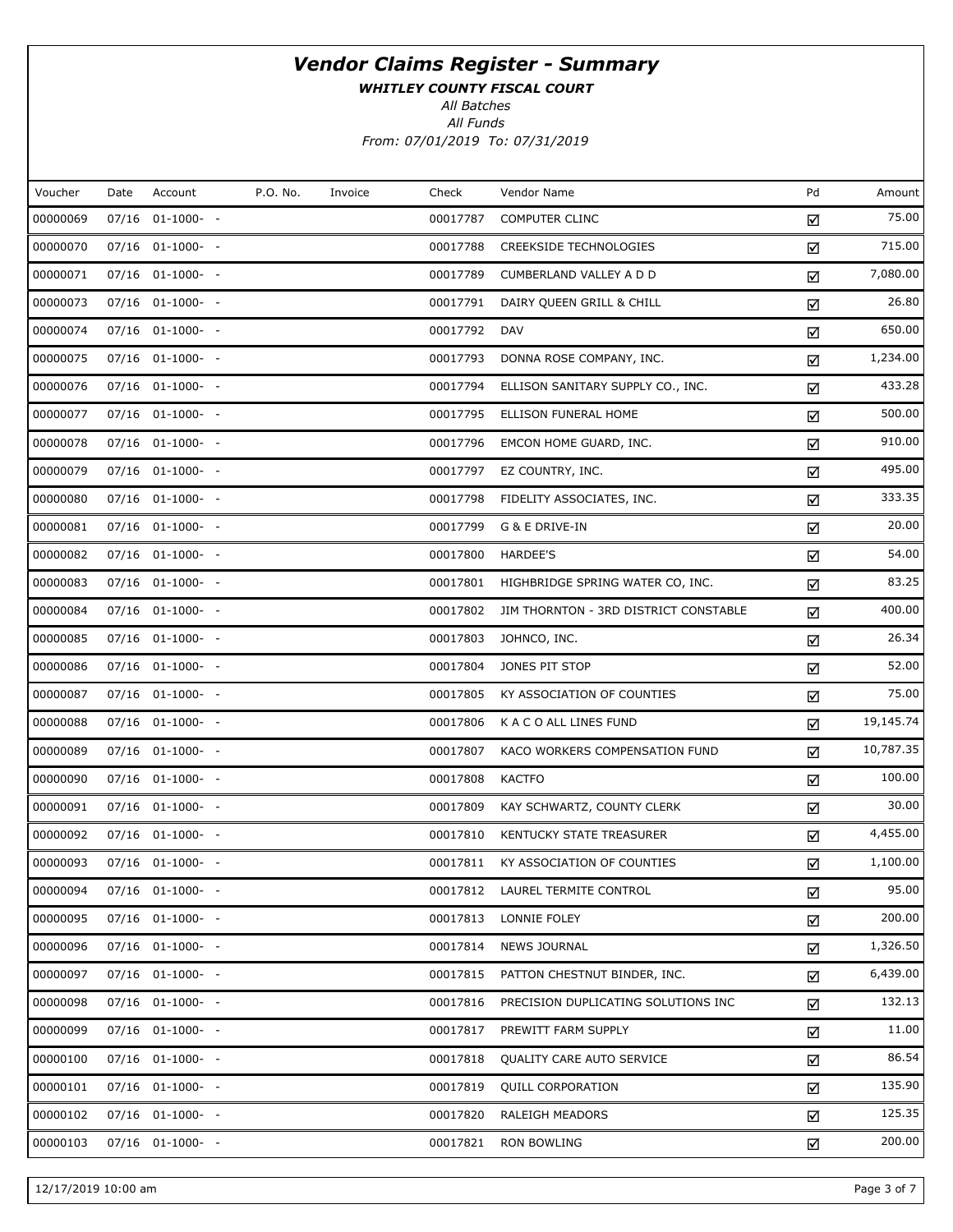# *Vendor Claims Register - Summary*

***WHITLEY COUNTY FISCAL COURT***

*All Batches*

*All Funds*

*From: 07/01/2019 To: 07/31/2019*

| Voucher | Date | Account | P.O. No. | Invoice | Check | Vendor Name | Pd | Amount |
|---|---|---|---|---|---|---|---|---|
| 00000069 | 07/16 | 01-1000- - | | | 00017787 | COMPUTER CLINC | ☑ | 75.00 |
| 00000070 | 07/16 | 01-1000- - | | | 00017788 | CREEKSIDE TECHNOLOGIES | ☑ | 715.00 |
| 00000071 | 07/16 | 01-1000- - | | | 00017789 | CUMBERLAND VALLEY A D D | ☑ | 7,080.00 |
| 00000073 | 07/16 | 01-1000- - | | | 00017791 | DAIRY QUEEN GRILL & CHILL | ☑ | 26.80 |
| 00000074 | 07/16 | 01-1000- - | | | 00017792 | DAV | ☑ | 650.00 |
| 00000075 | 07/16 | 01-1000- - | | | 00017793 | DONNA ROSE COMPANY, INC. | ☑ | 1,234.00 |
| 00000076 | 07/16 | 01-1000- - | | | 00017794 | ELLISON SANITARY SUPPLY CO., INC. | ☑ | 433.28 |
| 00000077 | 07/16 | 01-1000- - | | | 00017795 | ELLISON FUNERAL HOME | ☑ | 500.00 |
| 00000078 | 07/16 | 01-1000- - | | | 00017796 | EMCON HOME GUARD, INC. | ☑ | 910.00 |
| 00000079 | 07/16 | 01-1000- - | | | 00017797 | EZ COUNTRY, INC. | ☑ | 495.00 |
| 00000080 | 07/16 | 01-1000- - | | | 00017798 | FIDELITY ASSOCIATES, INC. | ☑ | 333.35 |
| 00000081 | 07/16 | 01-1000- - | | | 00017799 | G & E DRIVE-IN | ☑ | 20.00 |
| 00000082 | 07/16 | 01-1000- - | | | 00017800 | HARDEE'S | ☑ | 54.00 |
| 00000083 | 07/16 | 01-1000- - | | | 00017801 | HIGHBRIDGE SPRING WATER CO, INC. | ☑ | 83.25 |
| 00000084 | 07/16 | 01-1000- - | | | 00017802 | JIM THORNTON - 3RD DISTRICT CONSTABLE | ☑ | 400.00 |
| 00000085 | 07/16 | 01-1000- - | | | 00017803 | JOHNCO, INC. | ☑ | 26.34 |
| 00000086 | 07/16 | 01-1000- - | | | 00017804 | JONES PIT STOP | ☑ | 52.00 |
| 00000087 | 07/16 | 01-1000- - | | | 00017805 | KY ASSOCIATION OF COUNTIES | ☑ | 75.00 |
| 00000088 | 07/16 | 01-1000- - | | | 00017806 | K A C O ALL LINES FUND | ☑ | 19,145.74 |
| 00000089 | 07/16 | 01-1000- - | | | 00017807 | KACO WORKERS COMPENSATION FUND | ☑ | 10,787.35 |
| 00000090 | 07/16 | 01-1000- - | | | 00017808 | KACTFO | ☑ | 100.00 |
| 00000091 | 07/16 | 01-1000- - | | | 00017809 | KAY SCHWARTZ, COUNTY CLERK | ☑ | 30.00 |
| 00000092 | 07/16 | 01-1000- - | | | 00017810 | KENTUCKY STATE TREASURER | ☑ | 4,455.00 |
| 00000093 | 07/16 | 01-1000- - | | | 00017811 | KY ASSOCIATION OF COUNTIES | ☑ | 1,100.00 |
| 00000094 | 07/16 | 01-1000- - | | | 00017812 | LAUREL TERMITE CONTROL | ☑ | 95.00 |
| 00000095 | 07/16 | 01-1000- - | | | 00017813 | LONNIE FOLEY | ☑ | 200.00 |
| 00000096 | 07/16 | 01-1000- - | | | 00017814 | NEWS JOURNAL | ☑ | 1,326.50 |
| 00000097 | 07/16 | 01-1000- - | | | 00017815 | PATTON CHESTNUT BINDER, INC. | ☑ | 6,439.00 |
| 00000098 | 07/16 | 01-1000- - | | | 00017816 | PRECISION DUPLICATING SOLUTIONS INC | ☑ | 132.13 |
| 00000099 | 07/16 | 01-1000- - | | | 00017817 | PREWITT FARM SUPPLY | ☑ | 11.00 |
| 00000100 | 07/16 | 01-1000- - | | | 00017818 | QUALITY CARE AUTO SERVICE | ☑ | 86.54 |
| 00000101 | 07/16 | 01-1000- - | | | 00017819 | QUILL CORPORATION | ☑ | 135.90 |
| 00000102 | 07/16 | 01-1000- - | | | 00017820 | RALEIGH MEADORS | ☑ | 125.35 |
| 00000103 | 07/16 | 01-1000- - | | | 00017821 | RON BOWLING | ☑ | 200.00 |

12/17/2019 10:00 am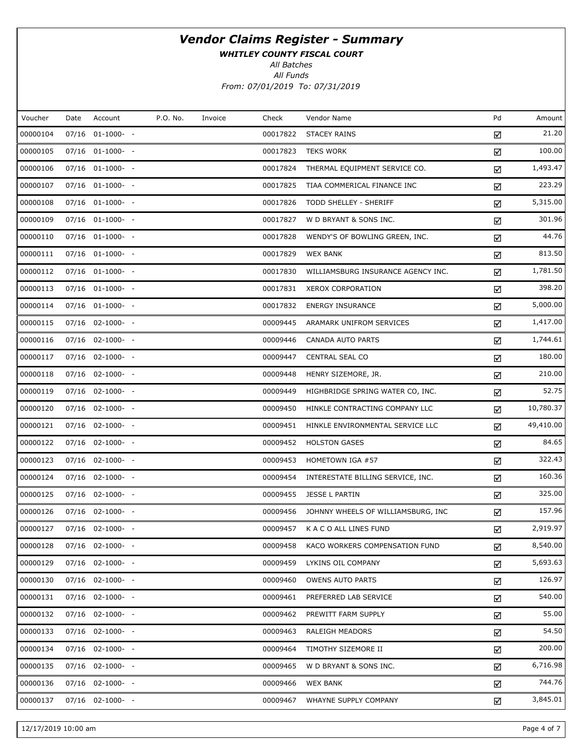# *Vendor Claims Register - Summary*

***WHITLEY COUNTY FISCAL COURT***

*All Batches*

*All Funds*

*From: 07/01/2019 To: 07/31/2019*

| Voucher | Date | Account | P.O. No. | Invoice | Check | Vendor Name | Pd | Amount |
|---|---|---|---|---|---|---|---|---|
| 00000104 | 07/16 | 01-1000- - | | | 00017822 | STACEY RAINS | ☑ | 21.20 |
| 00000105 | 07/16 | 01-1000- - | | | 00017823 | TEKS WORK | ☑ | 100.00 |
| 00000106 | 07/16 | 01-1000- - | | | 00017824 | THERMAL EQUIPMENT SERVICE CO. | ☑ | 1,493.47 |
| 00000107 | 07/16 | 01-1000- - | | | 00017825 | TIAA COMMERICAL FINANCE INC | ☑ | 223.29 |
| 00000108 | 07/16 | 01-1000- - | | | 00017826 | TODD SHELLEY - SHERIFF | ☑ | 5,315.00 |
| 00000109 | 07/16 | 01-1000- - | | | 00017827 | W D BRYANT & SONS INC. | ☑ | 301.96 |
| 00000110 | 07/16 | 01-1000- - | | | 00017828 | WENDY'S OF BOWLING GREEN, INC. | ☑ | 44.76 |
| 00000111 | 07/16 | 01-1000- - | | | 00017829 | WEX BANK | ☑ | 813.50 |
| 00000112 | 07/16 | 01-1000- - | | | 00017830 | WILLIAMSBURG INSURANCE AGENCY INC. | ☑ | 1,781.50 |
| 00000113 | 07/16 | 01-1000- - | | | 00017831 | XEROX CORPORATION | ☑ | 398.20 |
| 00000114 | 07/16 | 01-1000- - | | | 00017832 | ENERGY INSURANCE | ☑ | 5,000.00 |
| 00000115 | 07/16 | 02-1000- - | | | 00009445 | ARAMARK UNIFROM SERVICES | ☑ | 1,417.00 |
| 00000116 | 07/16 | 02-1000- - | | | 00009446 | CANADA AUTO PARTS | ☑ | 1,744.61 |
| 00000117 | 07/16 | 02-1000- - | | | 00009447 | CENTRAL SEAL CO | ☑ | 180.00 |
| 00000118 | 07/16 | 02-1000- - | | | 00009448 | HENRY SIZEMORE, JR. | ☑ | 210.00 |
| 00000119 | 07/16 | 02-1000- - | | | 00009449 | HIGHBRIDGE SPRING WATER CO, INC. | ☑ | 52.75 |
| 00000120 | 07/16 | 02-1000- - | | | 00009450 | HINKLE CONTRACTING COMPANY LLC | ☑ | 10,780.37 |
| 00000121 | 07/16 | 02-1000- - | | | 00009451 | HINKLE ENVIRONMENTAL SERVICE LLC | ☑ | 49,410.00 |
| 00000122 | 07/16 | 02-1000- - | | | 00009452 | HOLSTON GASES | ☑ | 84.65 |
| 00000123 | 07/16 | 02-1000- - | | | 00009453 | HOMETOWN IGA #57 | ☑ | 322.43 |
| 00000124 | 07/16 | 02-1000- - | | | 00009454 | INTERESTATE BILLING SERVICE, INC. | ☑ | 160.36 |
| 00000125 | 07/16 | 02-1000- - | | | 00009455 | JESSE L PARTIN | ☑ | 325.00 |
| 00000126 | 07/16 | 02-1000- - | | | 00009456 | JOHNNY WHEELS OF WILLIAMSBURG, INC | ☑ | 157.96 |
| 00000127 | 07/16 | 02-1000- - | | | 00009457 | K A C O ALL LINES FUND | ☑ | 2,919.97 |
| 00000128 | 07/16 | 02-1000- - | | | 00009458 | KACO WORKERS COMPENSATION FUND | ☑ | 8,540.00 |
| 00000129 | 07/16 | 02-1000- - | | | 00009459 | LYKINS OIL COMPANY | ☑ | 5,693.63 |
| 00000130 | 07/16 | 02-1000- - | | | 00009460 | OWENS AUTO PARTS | ☑ | 126.97 |
| 00000131 | 07/16 | 02-1000- - | | | 00009461 | PREFERRED LAB SERVICE | ☑ | 540.00 |
| 00000132 | 07/16 | 02-1000- - | | | 00009462 | PREWITT FARM SUPPLY | ☑ | 55.00 |
| 00000133 | 07/16 | 02-1000- - | | | 00009463 | RALEIGH MEADORS | ☑ | 54.50 |
| 00000134 | 07/16 | 02-1000- - | | | 00009464 | TIMOTHY SIZEMORE II | ☑ | 200.00 |
| 00000135 | 07/16 | 02-1000- - | | | 00009465 | W D BRYANT & SONS INC. | ☑ | 6,716.98 |
| 00000136 | 07/16 | 02-1000- - | | | 00009466 | WEX BANK | ☑ | 744.76 |
| 00000137 | 07/16 | 02-1000- - | | | 00009467 | WHAYNE SUPPLY COMPANY | ☑ | 3,845.01 |

12/17/2019 10:00 am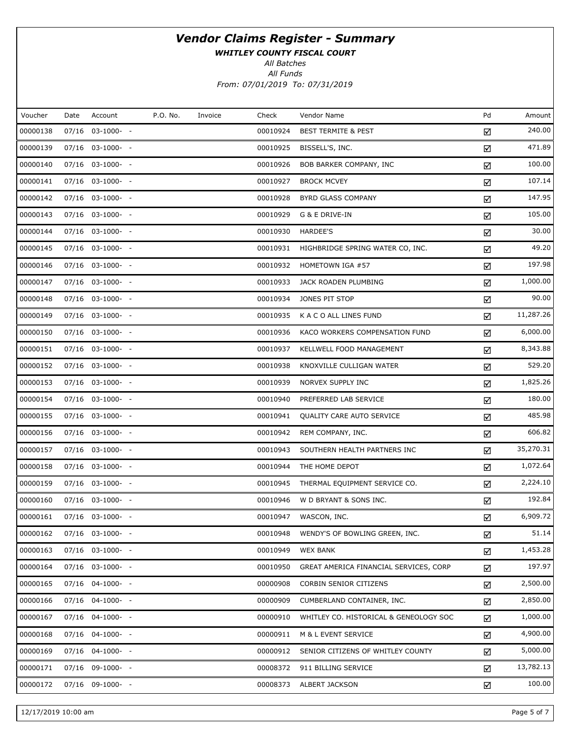# *Vendor Claims Register - Summary*

***WHITLEY COUNTY FISCAL COURT***

*All Batches*

*All Funds*

*From: 07/01/2019 To: 07/31/2019*

| Voucher | Date | Account | P.O. No. | Invoice | Check | Vendor Name | Pd | Amount |
|---|---|---|---|---|---|---|---|---|
| 00000138 | 07/16 | 03-1000- - | | | 00010924 | BEST TERMITE & PEST | ☑ | 240.00 |
| 00000139 | 07/16 | 03-1000- - | | | 00010925 | BISSELL'S, INC. | ☑ | 471.89 |
| 00000140 | 07/16 | 03-1000- - | | | 00010926 | BOB BARKER COMPANY, INC | ☑ | 100.00 |
| 00000141 | 07/16 | 03-1000- - | | | 00010927 | BROCK MCVEY | ☑ | 107.14 |
| 00000142 | 07/16 | 03-1000- - | | | 00010928 | BYRD GLASS COMPANY | ☑ | 147.95 |
| 00000143 | 07/16 | 03-1000- - | | | 00010929 | G & E DRIVE-IN | ☑ | 105.00 |
| 00000144 | 07/16 | 03-1000- - | | | 00010930 | HARDEE'S | ☑ | 30.00 |
| 00000145 | 07/16 | 03-1000- - | | | 00010931 | HIGHBRIDGE SPRING WATER CO, INC. | ☑ | 49.20 |
| 00000146 | 07/16 | 03-1000- - | | | 00010932 | HOMETOWN IGA #57 | ☑ | 197.98 |
| 00000147 | 07/16 | 03-1000- - | | | 00010933 | JACK ROADEN PLUMBING | ☑ | 1,000.00 |
| 00000148 | 07/16 | 03-1000- - | | | 00010934 | JONES PIT STOP | ☑ | 90.00 |
| 00000149 | 07/16 | 03-1000- - | | | 00010935 | K A C O ALL LINES FUND | ☑ | 11,287.26 |
| 00000150 | 07/16 | 03-1000- - | | | 00010936 | KACO WORKERS COMPENSATION FUND | ☑ | 6,000.00 |
| 00000151 | 07/16 | 03-1000- - | | | 00010937 | KELLWELL FOOD MANAGEMENT | ☑ | 8,343.88 |
| 00000152 | 07/16 | 03-1000- - | | | 00010938 | KNOXVILLE CULLIGAN WATER | ☑ | 529.20 |
| 00000153 | 07/16 | 03-1000- - | | | 00010939 | NORVEX SUPPLY INC | ☑ | 1,825.26 |
| 00000154 | 07/16 | 03-1000- - | | | 00010940 | PREFERRED LAB SERVICE | ☑ | 180.00 |
| 00000155 | 07/16 | 03-1000- - | | | 00010941 | QUALITY CARE AUTO SERVICE | ☑ | 485.98 |
| 00000156 | 07/16 | 03-1000- - | | | 00010942 | REM COMPANY, INC. | ☑ | 606.82 |
| 00000157 | 07/16 | 03-1000- - | | | 00010943 | SOUTHERN HEALTH PARTNERS INC | ☑ | 35,270.31 |
| 00000158 | 07/16 | 03-1000- - | | | 00010944 | THE HOME DEPOT | ☑ | 1,072.64 |
| 00000159 | 07/16 | 03-1000- - | | | 00010945 | THERMAL EQUIPMENT SERVICE CO. | ☑ | 2,224.10 |
| 00000160 | 07/16 | 03-1000- - | | | 00010946 | W D BRYANT & SONS INC. | ☑ | 192.84 |
| 00000161 | 07/16 | 03-1000- - | | | 00010947 | WASCON, INC. | ☑ | 6,909.72 |
| 00000162 | 07/16 | 03-1000- - | | | 00010948 | WENDY'S OF BOWLING GREEN, INC. | ☑ | 51.14 |
| 00000163 | 07/16 | 03-1000- - | | | 00010949 | WEX BANK | ☑ | 1,453.28 |
| 00000164 | 07/16 | 03-1000- - | | | 00010950 | GREAT AMERICA FINANCIAL SERVICES, CORP | ☑ | 197.97 |
| 00000165 | 07/16 | 04-1000- - | | | 00000908 | CORBIN SENIOR CITIZENS | ☑ | 2,500.00 |
| 00000166 | 07/16 | 04-1000- - | | | 00000909 | CUMBERLAND CONTAINER, INC. | ☑ | 2,850.00 |
| 00000167 | 07/16 | 04-1000- - | | | 00000910 | WHITLEY CO. HISTORICAL & GENEOLOGY SOC | ☑ | 1,000.00 |
| 00000168 | 07/16 | 04-1000- - | | | 00000911 | M & L EVENT SERVICE | ☑ | 4,900.00 |
| 00000169 | 07/16 | 04-1000- - | | | 00000912 | SENIOR CITIZENS OF WHITLEY COUNTY | ☑ | 5,000.00 |
| 00000171 | 07/16 | 09-1000- - | | | 00008372 | 911 BILLING SERVICE | ☑ | 13,782.13 |
| 00000172 | 07/16 | 09-1000- - | | | 00008373 | ALBERT JACKSON | ☑ | 100.00 |

12/17/2019 10:00 am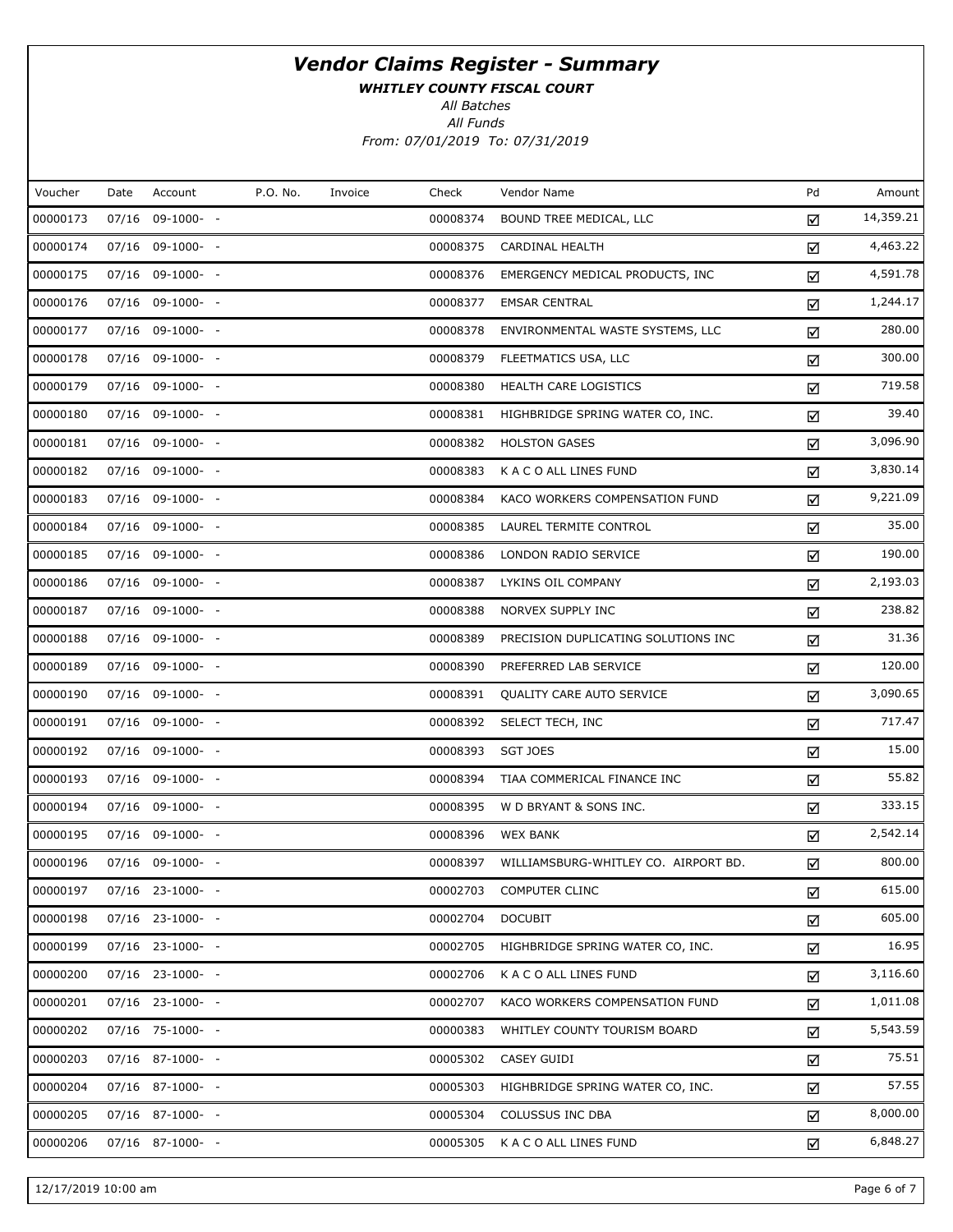# Vendor Claims Register - Summary

***WHITLEY COUNTY FISCAL COURT***

*All Batches*

*All Funds*

*From: 07/01/2019 To: 07/31/2019*

| Voucher | Date | Account | P.O. No. | Invoice | Check | Vendor Name | Pd | Amount |
|---|---|---|---|---|---|---|---|---|
| 00000173 | 07/16 | 09-1000- - | | | 00008374 | BOUND TREE MEDICAL, LLC | ☑ | 14,359.21 |
| 00000174 | 07/16 | 09-1000- - | | | 00008375 | CARDINAL HEALTH | ☑ | 4,463.22 |
| 00000175 | 07/16 | 09-1000- - | | | 00008376 | EMERGENCY MEDICAL PRODUCTS, INC | ☑ | 4,591.78 |
| 00000176 | 07/16 | 09-1000- - | | | 00008377 | EMSAR CENTRAL | ☑ | 1,244.17 |
| 00000177 | 07/16 | 09-1000- - | | | 00008378 | ENVIRONMENTAL WASTE SYSTEMS, LLC | ☑ | 280.00 |
| 00000178 | 07/16 | 09-1000- - | | | 00008379 | FLEETMATICS USA, LLC | ☑ | 300.00 |
| 00000179 | 07/16 | 09-1000- - | | | 00008380 | HEALTH CARE LOGISTICS | ☑ | 719.58 |
| 00000180 | 07/16 | 09-1000- - | | | 00008381 | HIGHBRIDGE SPRING WATER CO, INC. | ☑ | 39.40 |
| 00000181 | 07/16 | 09-1000- - | | | 00008382 | HOLSTON GASES | ☑ | 3,096.90 |
| 00000182 | 07/16 | 09-1000- - | | | 00008383 | K A C O ALL LINES FUND | ☑ | 3,830.14 |
| 00000183 | 07/16 | 09-1000- - | | | 00008384 | KACO WORKERS COMPENSATION FUND | ☑ | 9,221.09 |
| 00000184 | 07/16 | 09-1000- - | | | 00008385 | LAUREL TERMITE CONTROL | ☑ | 35.00 |
| 00000185 | 07/16 | 09-1000- - | | | 00008386 | LONDON RADIO SERVICE | ☑ | 190.00 |
| 00000186 | 07/16 | 09-1000- - | | | 00008387 | LYKINS OIL COMPANY | ☑ | 2,193.03 |
| 00000187 | 07/16 | 09-1000- - | | | 00008388 | NORVEX SUPPLY INC | ☑ | 238.82 |
| 00000188 | 07/16 | 09-1000- - | | | 00008389 | PRECISION DUPLICATING SOLUTIONS INC | ☑ | 31.36 |
| 00000189 | 07/16 | 09-1000- - | | | 00008390 | PREFERRED LAB SERVICE | ☑ | 120.00 |
| 00000190 | 07/16 | 09-1000- - | | | 00008391 | QUALITY CARE AUTO SERVICE | ☑ | 3,090.65 |
| 00000191 | 07/16 | 09-1000- - | | | 00008392 | SELECT TECH, INC | ☑ | 717.47 |
| 00000192 | 07/16 | 09-1000- - | | | 00008393 | SGT JOES | ☑ | 15.00 |
| 00000193 | 07/16 | 09-1000- - | | | 00008394 | TIAA COMMERICAL FINANCE INC | ☑ | 55.82 |
| 00000194 | 07/16 | 09-1000- - | | | 00008395 | W D BRYANT & SONS INC. | ☑ | 333.15 |
| 00000195 | 07/16 | 09-1000- - | | | 00008396 | WEX BANK | ☑ | 2,542.14 |
| 00000196 | 07/16 | 09-1000- - | | | 00008397 | WILLIAMSBURG-WHITLEY CO. AIRPORT BD. | ☑ | 800.00 |
| 00000197 | 07/16 | 23-1000- - | | | 00002703 | COMPUTER CLINC | ☑ | 615.00 |
| 00000198 | 07/16 | 23-1000- - | | | 00002704 | DOCUBIT | ☑ | 605.00 |
| 00000199 | 07/16 | 23-1000- - | | | 00002705 | HIGHBRIDGE SPRING WATER CO, INC. | ☑ | 16.95 |
| 00000200 | 07/16 | 23-1000- - | | | 00002706 | K A C O ALL LINES FUND | ☑ | 3,116.60 |
| 00000201 | 07/16 | 23-1000- - | | | 00002707 | KACO WORKERS COMPENSATION FUND | ☑ | 1,011.08 |
| 00000202 | 07/16 | 75-1000- - | | | 00000383 | WHITLEY COUNTY TOURISM BOARD | ☑ | 5,543.59 |
| 00000203 | 07/16 | 87-1000- - | | | 00005302 | CASEY GUIDI | ☑ | 75.51 |
| 00000204 | 07/16 | 87-1000- - | | | 00005303 | HIGHBRIDGE SPRING WATER CO, INC. | ☑ | 57.55 |
| 00000205 | 07/16 | 87-1000- - | | | 00005304 | COLUSSUS INC DBA | ☑ | 8,000.00 |
| 00000206 | 07/16 | 87-1000- - | | | 00005305 | K A C O ALL LINES FUND | ☑ | 6,848.27 |

12/17/2019 10:00 am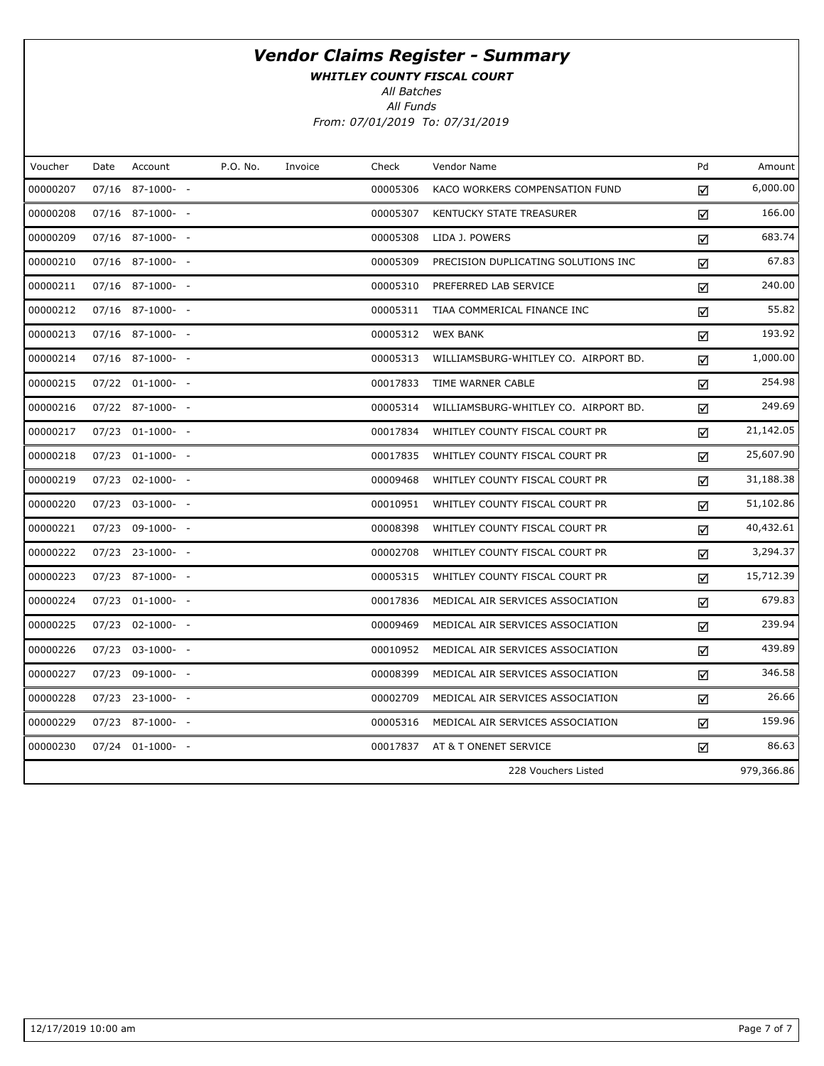# Vendor Claims Register - Summary

***WHITLEY COUNTY FISCAL COURT***

*All Batches*

*All Funds*

*From: 07/01/2019 To: 07/31/2019*

| Voucher | Date | Account | P.O. No. | Invoice | Check | Vendor Name | Pd | Amount |
|---|---|---|---|---|---|---|---|---|
| 00000207 | 07/16 | 87-1000- - | | | 00005306 | KACO WORKERS COMPENSATION FUND | ☑ | 6,000.00 |
| 00000208 | 07/16 | 87-1000- - | | | 00005307 | KENTUCKY STATE TREASURER | ☑ | 166.00 |
| 00000209 | 07/16 | 87-1000- - | | | 00005308 | LIDA J. POWERS | ☑ | 683.74 |
| 00000210 | 07/16 | 87-1000- - | | | 00005309 | PRECISION DUPLICATING SOLUTIONS INC | ☑ | 67.83 |
| 00000211 | 07/16 | 87-1000- - | | | 00005310 | PREFERRED LAB SERVICE | ☑ | 240.00 |
| 00000212 | 07/16 | 87-1000- - | | | 00005311 | TIAA COMMERICAL FINANCE INC | ☑ | 55.82 |
| 00000213 | 07/16 | 87-1000- - | | | 00005312 | WEX BANK | ☑ | 193.92 |
| 00000214 | 07/16 | 87-1000- - | | | 00005313 | WILLIAMSBURG-WHITLEY CO. AIRPORT BD. | ☑ | 1,000.00 |
| 00000215 | 07/22 | 01-1000- - | | | 00017833 | TIME WARNER CABLE | ☑ | 254.98 |
| 00000216 | 07/22 | 87-1000- - | | | 00005314 | WILLIAMSBURG-WHITLEY CO. AIRPORT BD. | ☑ | 249.69 |
| 00000217 | 07/23 | 01-1000- - | | | 00017834 | WHITLEY COUNTY FISCAL COURT PR | ☑ | 21,142.05 |
| 00000218 | 07/23 | 01-1000- - | | | 00017835 | WHITLEY COUNTY FISCAL COURT PR | ☑ | 25,607.90 |
| 00000219 | 07/23 | 02-1000- - | | | 00009468 | WHITLEY COUNTY FISCAL COURT PR | ☑ | 31,188.38 |
| 00000220 | 07/23 | 03-1000- - | | | 00010951 | WHITLEY COUNTY FISCAL COURT PR | ☑ | 51,102.86 |
| 00000221 | 07/23 | 09-1000- - | | | 00008398 | WHITLEY COUNTY FISCAL COURT PR | ☑ | 40,432.61 |
| 00000222 | 07/23 | 23-1000- - | | | 00002708 | WHITLEY COUNTY FISCAL COURT PR | ☑ | 3,294.37 |
| 00000223 | 07/23 | 87-1000- - | | | 00005315 | WHITLEY COUNTY FISCAL COURT PR | ☑ | 15,712.39 |
| 00000224 | 07/23 | 01-1000- - | | | 00017836 | MEDICAL AIR SERVICES ASSOCIATION | ☑ | 679.83 |
| 00000225 | 07/23 | 02-1000- - | | | 00009469 | MEDICAL AIR SERVICES ASSOCIATION | ☑ | 239.94 |
| 00000226 | 07/23 | 03-1000- - | | | 00010952 | MEDICAL AIR SERVICES ASSOCIATION | ☑ | 439.89 |
| 00000227 | 07/23 | 09-1000- - | | | 00008399 | MEDICAL AIR SERVICES ASSOCIATION | ☑ | 346.58 |
| 00000228 | 07/23 | 23-1000- - | | | 00002709 | MEDICAL AIR SERVICES ASSOCIATION | ☑ | 26.66 |
| 00000229 | 07/23 | 87-1000- - | | | 00005316 | MEDICAL AIR SERVICES ASSOCIATION | ☑ | 159.96 |
| 00000230 | 07/24 | 01-1000- - | | | 00017837 | AT & T ONENET SERVICE | ☑ | 86.63 |
| | | | | | | 228 Vouchers Listed | | 979,366.86 |

12/17/2019 10:00 am